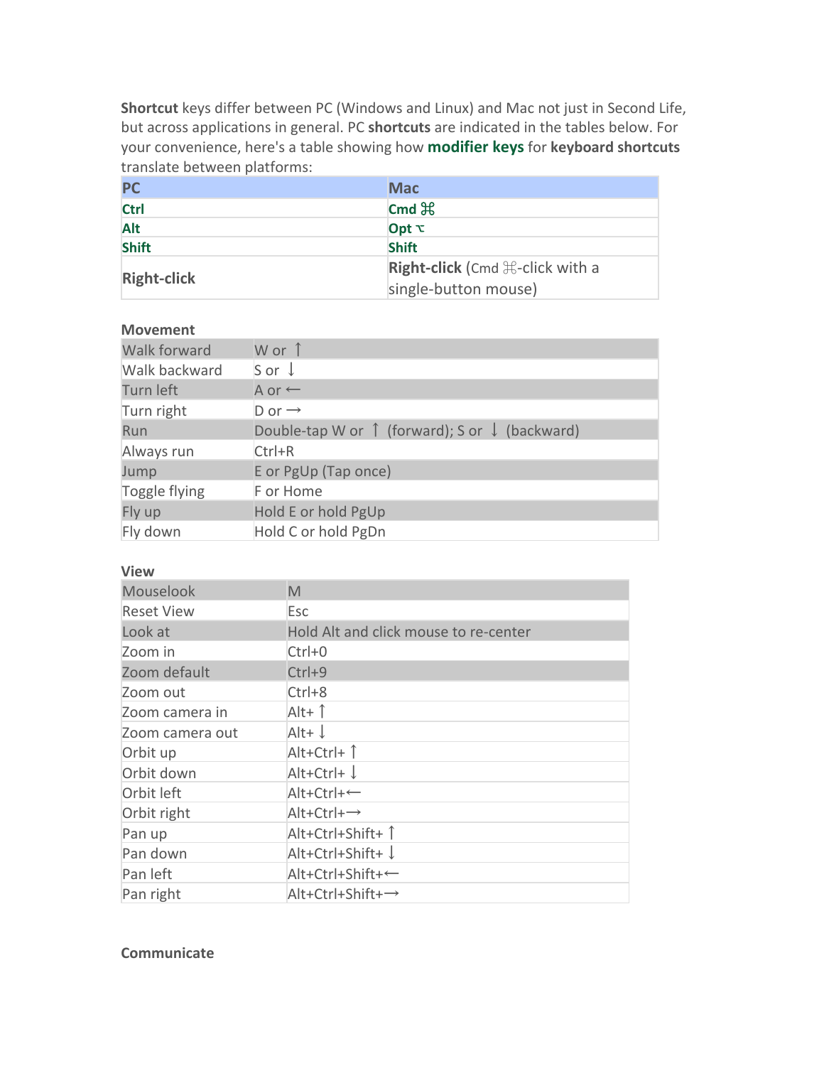**Shortcut** keys differ between PC (Windows and Linux) and Mac not just in Second Life, but across applications in general. PC **shortcuts** are indicated in the tables below. For your convenience, here's a table showing how **modifier keys** for **keyboard shortcuts** translate between platforms:

| PC | Mac |
|---|---|
| **Ctrl** | **Cmd ⌘** |
| **Alt** | **Opt ⌥** |
| **Shift** | **Shift** |
| **Right-click** | **Right-click** (Cmd ⌘-click with a single-button mouse) |

**Movement**

| | |
|---|---|
| Walk forward | W or ↑ |
| Walk backward | S or ↓ |
| Turn left | A or ← |
| Turn right | D or → |
| Run | Double-tap W or ↑ (forward); S or ↓ (backward) |
| Always run | Ctrl+R |
| Jump | E or PgUp (Tap once) |
| Toggle flying | F or Home |
| Fly up | Hold E or hold PgUp |
| Fly down | Hold C or hold PgDn |

**View**

| | |
|---|---|
| Mouselook | M |
| Reset View | Esc |
| Look at | Hold Alt and click mouse to re-center |
| Zoom in | Ctrl+0 |
| Zoom default | Ctrl+9 |
| Zoom out | Ctrl+8 |
| Zoom camera in | Alt+ ↑ |
| Zoom camera out | Alt+ ↓ |
| Orbit up | Alt+Ctrl+ ↑ |
| Orbit down | Alt+Ctrl+ ↓ |
| Orbit left | Alt+Ctrl+← |
| Orbit right | Alt+Ctrl+→ |
| Pan up | Alt+Ctrl+Shift+ ↑ |
| Pan down | Alt+Ctrl+Shift+ ↓ |
| Pan left | Alt+Ctrl+Shift+← |
| Pan right | Alt+Ctrl+Shift+→ |

**Communicate**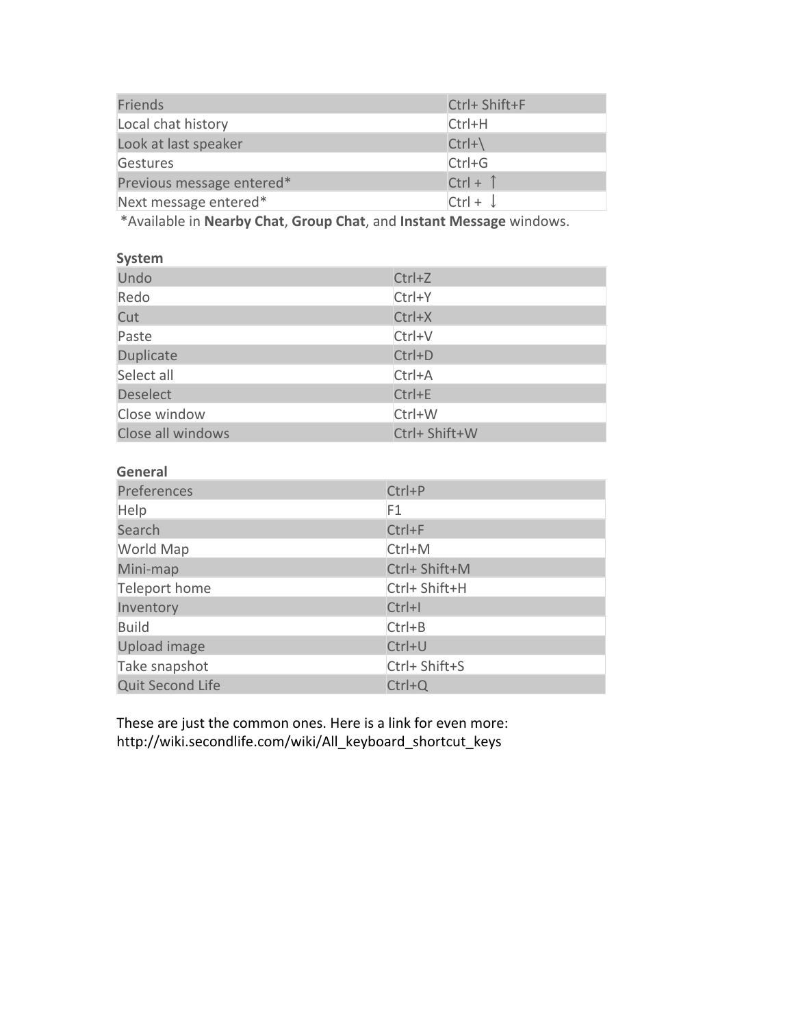| | |
|---|---|
| Friends | Ctrl+ Shift+F |
| Local chat history | Ctrl+H |
| Look at last speaker | Ctrl+\ |
| Gestures | Ctrl+G |
| Previous message entered* | Ctrl + ↑ |
| Next message entered* | Ctrl + ↓ |

*Available in **Nearby Chat**, **Group Chat**, and **Instant Message** windows.

**System**

| | |
|---|---|
| Undo | Ctrl+Z |
| Redo | Ctrl+Y |
| Cut | Ctrl+X |
| Paste | Ctrl+V |
| Duplicate | Ctrl+D |
| Select all | Ctrl+A |
| Deselect | Ctrl+E |
| Close window | Ctrl+W |
| Close all windows | Ctrl+ Shift+W |

**General**

| | |
|---|---|
| Preferences | Ctrl+P |
| Help | F1 |
| Search | Ctrl+F |
| World Map | Ctrl+M |
| Mini-map | Ctrl+ Shift+M |
| Teleport home | Ctrl+ Shift+H |
| Inventory | Ctrl+I |
| Build | Ctrl+B |
| Upload image | Ctrl+U |
| Take snapshot | Ctrl+ Shift+S |
| Quit Second Life | Ctrl+Q |

These are just the common ones. Here is a link for even more:
http://wiki.secondlife.com/wiki/All_keyboard_shortcut_keys